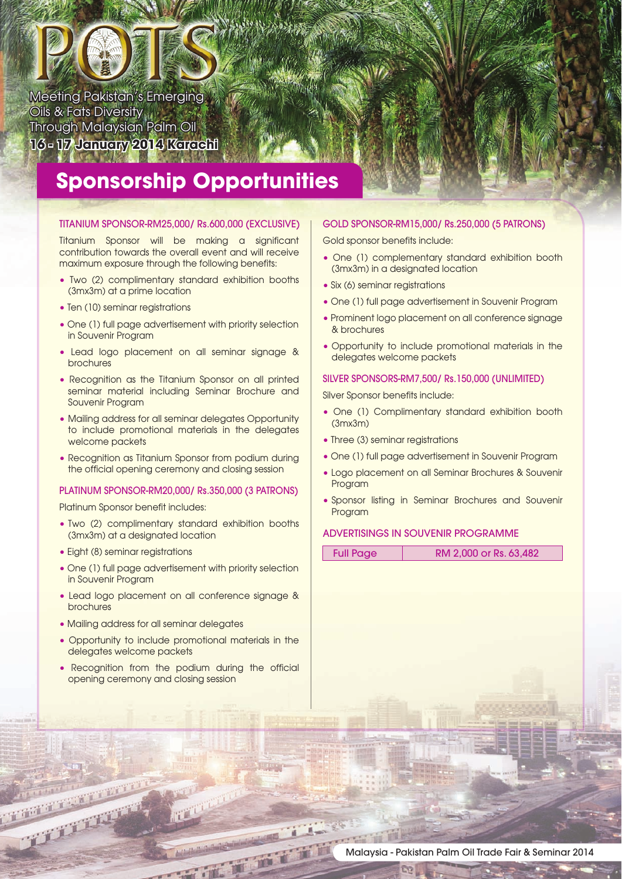# POTS

Meeting Pakistan's Emerging Oils & Fats Diversity Through Malaysian Palm Oil

**16 - 17 January 2014 Karachi**

## Sponsorship Opportunities

### TITANIUM SPONSOR-RM25,000/ Rs.600,000 (EXCLUSIVE)

Titanium Sponsor will be making a significant contribution towards the overall event and will receive maximum exposure through the following benefits:

- Two (2) complimentary standard exhibition booths (3mx3m) at a prime location
- Ten (10) seminar registrations
- One (1) full page advertisement with priority selection in Souvenir Program
- Lead logo placement on all seminar signage & brochures
- Recognition as the Titanium Sponsor on all printed seminar material including Seminar Brochure and Souvenir Program
- Mailing address for all seminar delegates Opportunity to include promotional materials in the delegates welcome packets
- Recognition as Titanium Sponsor from podium during the official opening ceremony and closing session

### PLATINUM SPONSOR-RM20,000/ Rs.350,000 (3 PATRONS)

Platinum Sponsor benefit includes:

- Two (2) complimentary standard exhibition booths (3mx3m) at a designated location
- Eight (8) seminar registrations
- One (1) full page advertisement with priority selection in Souvenir Program
- Lead logo placement on all conference signage & brochures
- Mailing address for all seminar delegates
- Opportunity to include promotional materials in the delegates welcome packets
- Recognition from the podium during the official opening ceremony and closing session

### GOLD SPONSOR-RM15,000/ Rs.250,000 (5 PATRONS)

Gold sponsor benefits include:

- One (1) complementary standard exhibition booth (3mx3m) in a designated location
- Six (6) seminar registrations
- One (1) full page advertisement in Souvenir Program
- Prominent logo placement on all conference signage & brochures
- Opportunity to include promotional materials in the delegates welcome packets

### SILVER SPONSORS-RM7,500/ Rs.150,000 (UNLIMITED)

Silver Sponsor benefits include:

- One (1) Complimentary standard exhibition booth (3mx3m)
- Three (3) seminar registrations
- One (1) full page advertisement in Souvenir Program
- Logo placement on all Seminar Brochures & Souvenir Program
- Sponsor listing in Seminar Brochures and Souvenir Program

### ADVERTISINGS IN SOUVENIR PROGRAMME

| Full Page | RM 2,000 or Rs. 63,482 |
|---|---|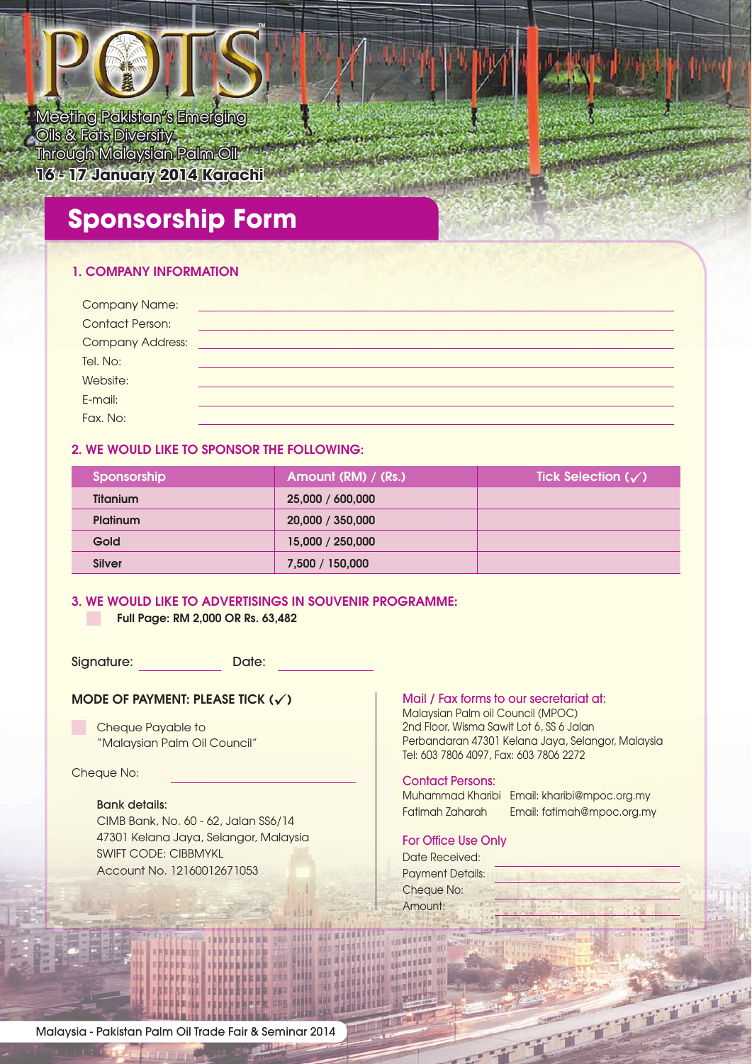POTS™

Meeting Pakistan's Emerging Oils & Fats Diversity Through Malaysian Palm Oil

**16 - 17 January 2014 Karachi**

# Sponsorship Form

## 1. COMPANY INFORMATION

Company Name: ____________________

Contact Person: ____________________

Company Address: ____________________

Tel. No: ____________________

Website: ____________________

E-mail: ____________________

Fax. No: ____________________

## 2. WE WOULD LIKE TO SPONSOR THE FOLLOWING:

| Sponsorship | Amount (RM) / (Rs.) | Tick Selection (✓) |
|---|---|---|
| Titanium | 25,000 / 600,000 | |
| Platinum | 20,000 / 350,000 | |
| Gold | 15,000 / 250,000 | |
| Silver | 7,500 / 150,000 | |

## 3. WE WOULD LIKE TO ADVERTISINGS IN SOUVENIR PROGRAMME:

- [ ] **Full Page: RM 2,000 OR Rs. 63,482**

Signature: __________ Date: __________

### MODE OF PAYMENT: PLEASE TICK (✓)

- [ ] Cheque Payable to "Malaysian Palm Oil Council"

Cheque No: ____________________

Bank details:
CIMB Bank, No. 60 - 62, Jalan SS6/14
47301 Kelana Jaya, Selangor, Malaysia
SWIFT CODE: CIBBMYKL
Account No. 12160012671053

### Mail / Fax forms to our secretariat at:

Malaysian Palm oil Council (MPOC)
2nd Floor, Wisma Sawit Lot 6, SS 6 Jalan
Perbandaran 47301 Kelana Jaya, Selangor, Malaysia
Tel: 603 7806 4097, Fax: 603 7806 2272

### Contact Persons:

Muhammad Kharibi Email: kharibi@mpoc.org.my
Fatimah Zaharah Email: fatimah@mpoc.org.my

### For Office Use Only

Date Received: ____________________

Payment Details: ____________________

Cheque No: ____________________

Amount: ____________________

Malaysia - Pakistan Palm Oil Trade Fair & Seminar 2014